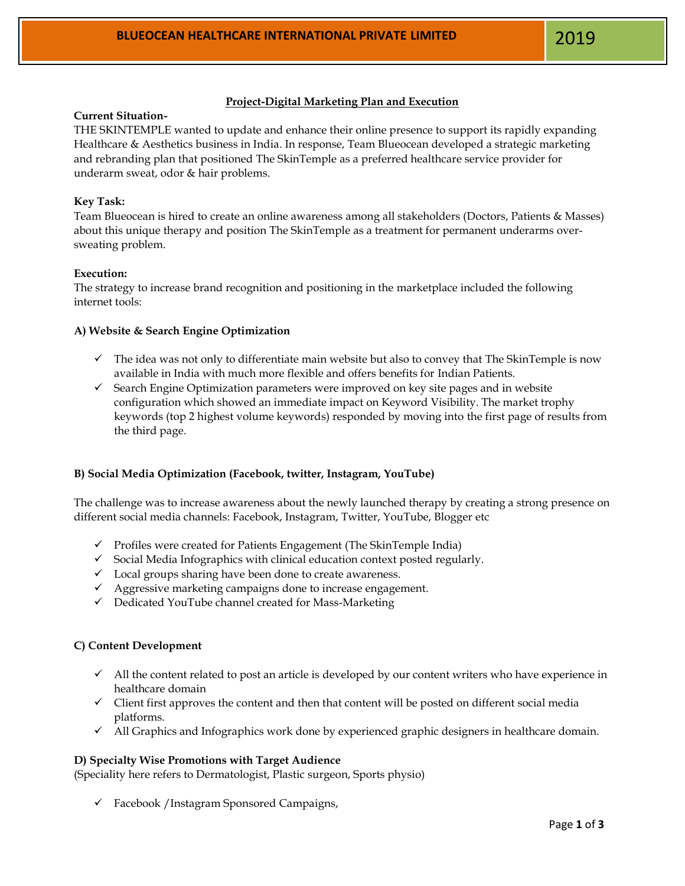# Project-Digital Marketing Plan and Execution

**Current Situation-**

THE SKINTEMPLE wanted to update and enhance their online presence to support its rapidly expanding Healthcare & Aesthetics business in India. In response, Team Blueocean developed a strategic marketing and rebranding plan that positioned The SkinTemple as a preferred healthcare service provider for underarm sweat, odor & hair problems.

**Key Task:**

Team Blueocean is hired to create an online awareness among all stakeholders (Doctors, Patients & Masses) about this unique therapy and position The SkinTemple as a treatment for permanent underarms over-sweating problem.

**Execution:**

The strategy to increase brand recognition and positioning in the marketplace included the following internet tools:

## A) Website & Search Engine Optimization

- ✓ The idea was not only to differentiate main website but also to convey that The SkinTemple is now available in India with much more flexible and offers benefits for Indian Patients.
- ✓ Search Engine Optimization parameters were improved on key site pages and in website configuration which showed an immediate impact on Keyword Visibility. The market trophy keywords (top 2 highest volume keywords) responded by moving into the first page of results from the third page.

## B) Social Media Optimization (Facebook, twitter, Instagram, YouTube)

The challenge was to increase awareness about the newly launched therapy by creating a strong presence on different social media channels: Facebook, Instagram, Twitter, YouTube, Blogger etc

- ✓ Profiles were created for Patients Engagement (The SkinTemple India)
- ✓ Social Media Infographics with clinical education context posted regularly.
- ✓ Local groups sharing have been done to create awareness.
- ✓ Aggressive marketing campaigns done to increase engagement.
- ✓ Dedicated YouTube channel created for Mass-Marketing

## C) Content Development

- ✓ All the content related to post an article is developed by our content writers who have experience in healthcare domain
- ✓ Client first approves the content and then that content will be posted on different social media platforms.
- ✓ All Graphics and Infographics work done by experienced graphic designers in healthcare domain.

## D) Specialty Wise Promotions with Target Audience

(Speciality here refers to Dermatologist, Plastic surgeon, Sports physio)

- ✓ Facebook /Instagram Sponsored Campaigns,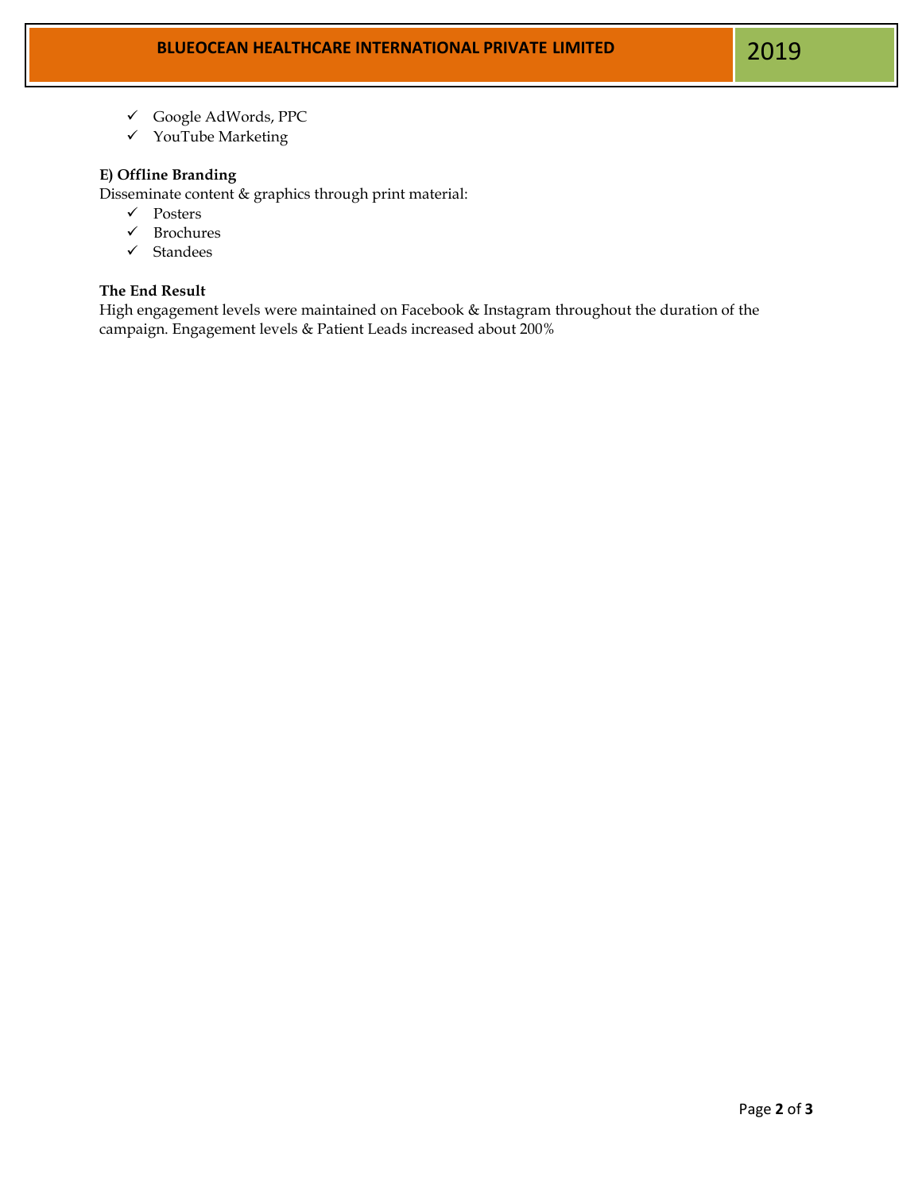- Google AdWords, PPC
- YouTube Marketing

**E) Offline Branding**

Disseminate content & graphics through print material:

- Posters
- Brochures
- Standees

**The End Result**

High engagement levels were maintained on Facebook & Instagram throughout the duration of the campaign. Engagement levels & Patient Leads increased about 200%